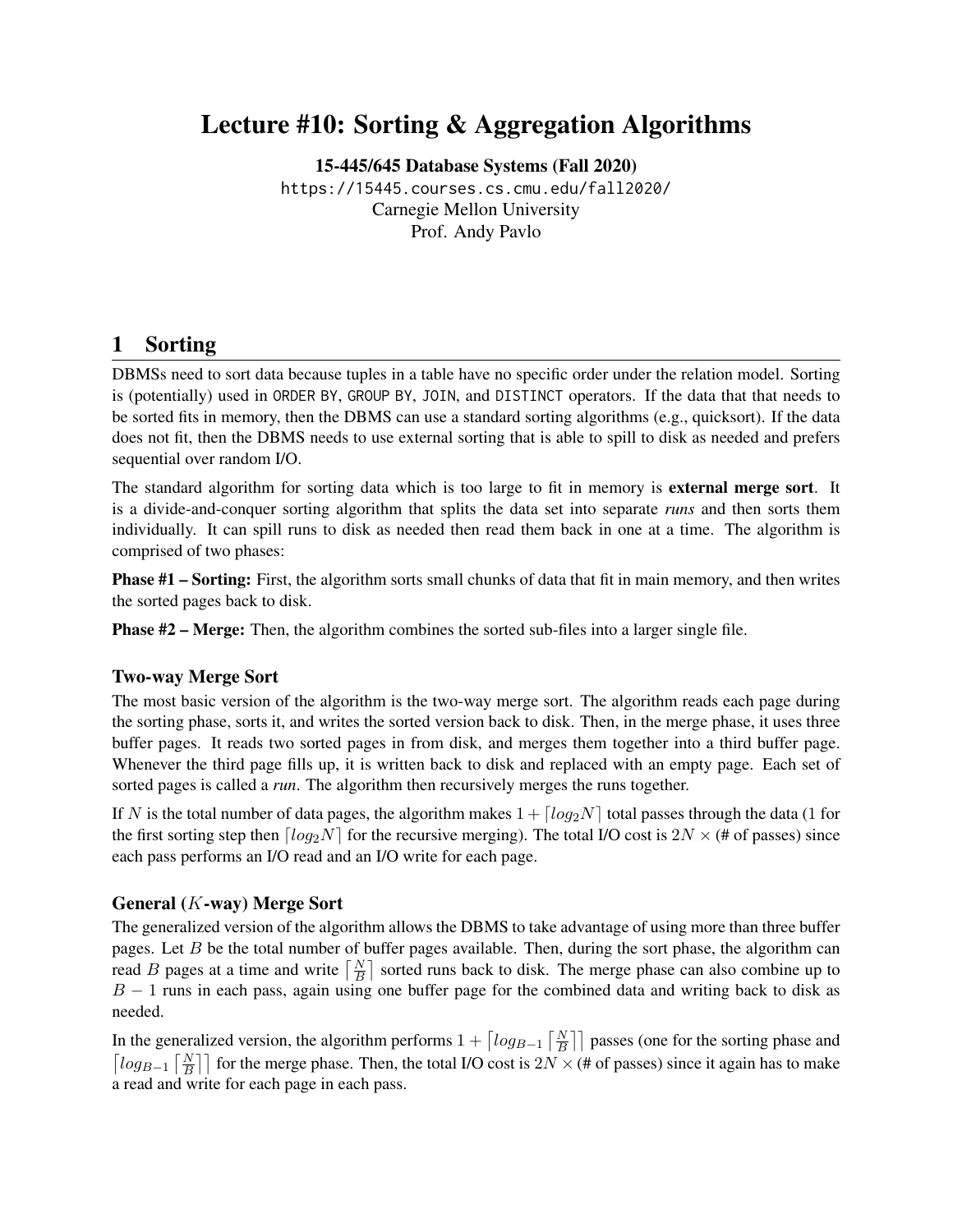# Lecture #10: Sorting & Aggregation Algorithms

**15-445/645 Database Systems (Fall 2020)**

https://15445.courses.cs.cmu.edu/fall2020/

Carnegie Mellon University

Prof. Andy Pavlo

## 1 Sorting

DBMSs need to sort data because tuples in a table have no specific order under the relation model. Sorting is (potentially) used in ORDER BY, GROUP BY, JOIN, and DISTINCT operators. If the data that that needs to be sorted fits in memory, then the DBMS can use a standard sorting algorithms (e.g., quicksort). If the data does not fit, then the DBMS needs to use external sorting that is able to spill to disk as needed and prefers sequential over random I/O.

The standard algorithm for sorting data which is too large to fit in memory is **external merge sort**. It is a divide-and-conquer sorting algorithm that splits the data set into separate *runs* and then sorts them individually. It can spill runs to disk as needed then read them back in one at a time. The algorithm is comprised of two phases:

**Phase #1 – Sorting:** First, the algorithm sorts small chunks of data that fit in main memory, and then writes the sorted pages back to disk.

**Phase #2 – Merge:** Then, the algorithm combines the sorted sub-files into a larger single file.

### Two-way Merge Sort

The most basic version of the algorithm is the two-way merge sort. The algorithm reads each page during the sorting phase, sorts it, and writes the sorted version back to disk. Then, in the merge phase, it uses three buffer pages. It reads two sorted pages in from disk, and merges them together into a third buffer page. Whenever the third page fills up, it is written back to disk and replaced with an empty page. Each set of sorted pages is called a *run*. The algorithm then recursively merges the runs together.

If $N$ is the total number of data pages, the algorithm makes $1 + \lceil log_2 N \rceil$ total passes through the data (1 for the first sorting step then $\lceil log_2 N \rceil$ for the recursive merging). The total I/O cost is $2N \times$ (# of passes) since each pass performs an I/O read and an I/O write for each page.

### General ($K$-way) Merge Sort

The generalized version of the algorithm allows the DBMS to take advantage of using more than three buffer pages. Let $B$ be the total number of buffer pages available. Then, during the sort phase, the algorithm can read $B$ pages at a time and write $\left\lceil \frac{N}{B} \right\rceil$ sorted runs back to disk. The merge phase can also combine up to $B - 1$ runs in each pass, again using one buffer page for the combined data and writing back to disk as needed.

In the generalized version, the algorithm performs $1 + \left\lceil log_{B-1} \left\lceil \frac{N}{B} \right\rceil \right\rceil$ passes (one for the sorting phase and $\left\lceil log_{B-1} \left\lceil \frac{N}{B} \right\rceil \right\rceil$ for the merge phase. Then, the total I/O cost is $2N \times$ (# of passes) since it again has to make a read and write for each page in each pass.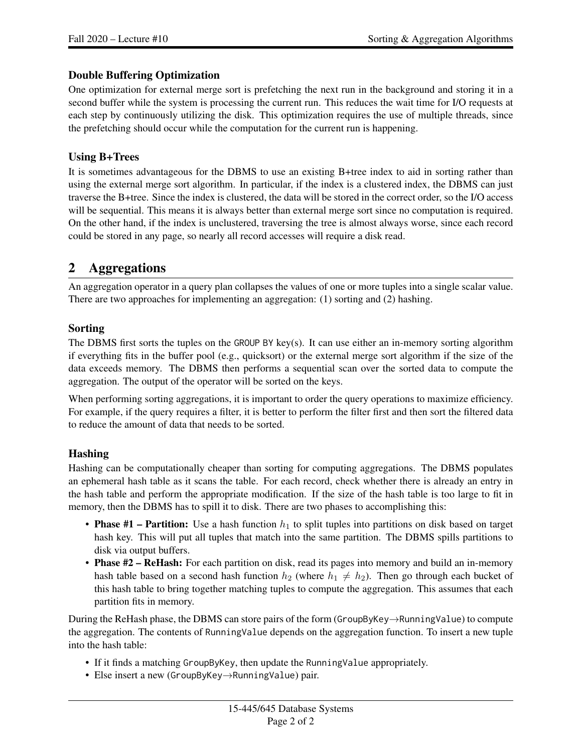### Double Buffering Optimization

One optimization for external merge sort is prefetching the next run in the background and storing it in a second buffer while the system is processing the current run. This reduces the wait time for I/O requests at each step by continuously utilizing the disk. This optimization requires the use of multiple threads, since the prefetching should occur while the computation for the current run is happening.

### Using B+Trees

It is sometimes advantageous for the DBMS to use an existing B+tree index to aid in sorting rather than using the external merge sort algorithm. In particular, if the index is a clustered index, the DBMS can just traverse the B+tree. Since the index is clustered, the data will be stored in the correct order, so the I/O access will be sequential. This means it is always better than external merge sort since no computation is required. On the other hand, if the index is unclustered, traversing the tree is almost always worse, since each record could be stored in any page, so nearly all record accesses will require a disk read.

## 2 Aggregations

An aggregation operator in a query plan collapses the values of one or more tuples into a single scalar value. There are two approaches for implementing an aggregation: (1) sorting and (2) hashing.

### Sorting

The DBMS first sorts the tuples on the `GROUP BY` key(s). It can use either an in-memory sorting algorithm if everything fits in the buffer pool (e.g., quicksort) or the external merge sort algorithm if the size of the data exceeds memory. The DBMS then performs a sequential scan over the sorted data to compute the aggregation. The output of the operator will be sorted on the keys.

When performing sorting aggregations, it is important to order the query operations to maximize efficiency. For example, if the query requires a filter, it is better to perform the filter first and then sort the filtered data to reduce the amount of data that needs to be sorted.

### Hashing

Hashing can be computationally cheaper than sorting for computing aggregations. The DBMS populates an ephemeral hash table as it scans the table. For each record, check whether there is already an entry in the hash table and perform the appropriate modification. If the size of the hash table is too large to fit in memory, then the DBMS has to spill it to disk. There are two phases to accomplishing this:

- **Phase #1 – Partition:** Use a hash function $h_1$ to split tuples into partitions on disk based on target hash key. This will put all tuples that match into the same partition. The DBMS spills partitions to disk via output buffers.
- **Phase #2 – ReHash:** For each partition on disk, read its pages into memory and build an in-memory hash table based on a second hash function $h_2$ (where $h_1 \neq h_2$). Then go through each bucket of this hash table to bring together matching tuples to compute the aggregation. This assumes that each partition fits in memory.

During the ReHash phase, the DBMS can store pairs of the form (`GroupByKey`→`RunningValue`) to compute the aggregation. The contents of `RunningValue` depends on the aggregation function. To insert a new tuple into the hash table:

- If it finds a matching `GroupByKey`, then update the `RunningValue` appropriately.
- Else insert a new (`GroupByKey`→`RunningValue`) pair.